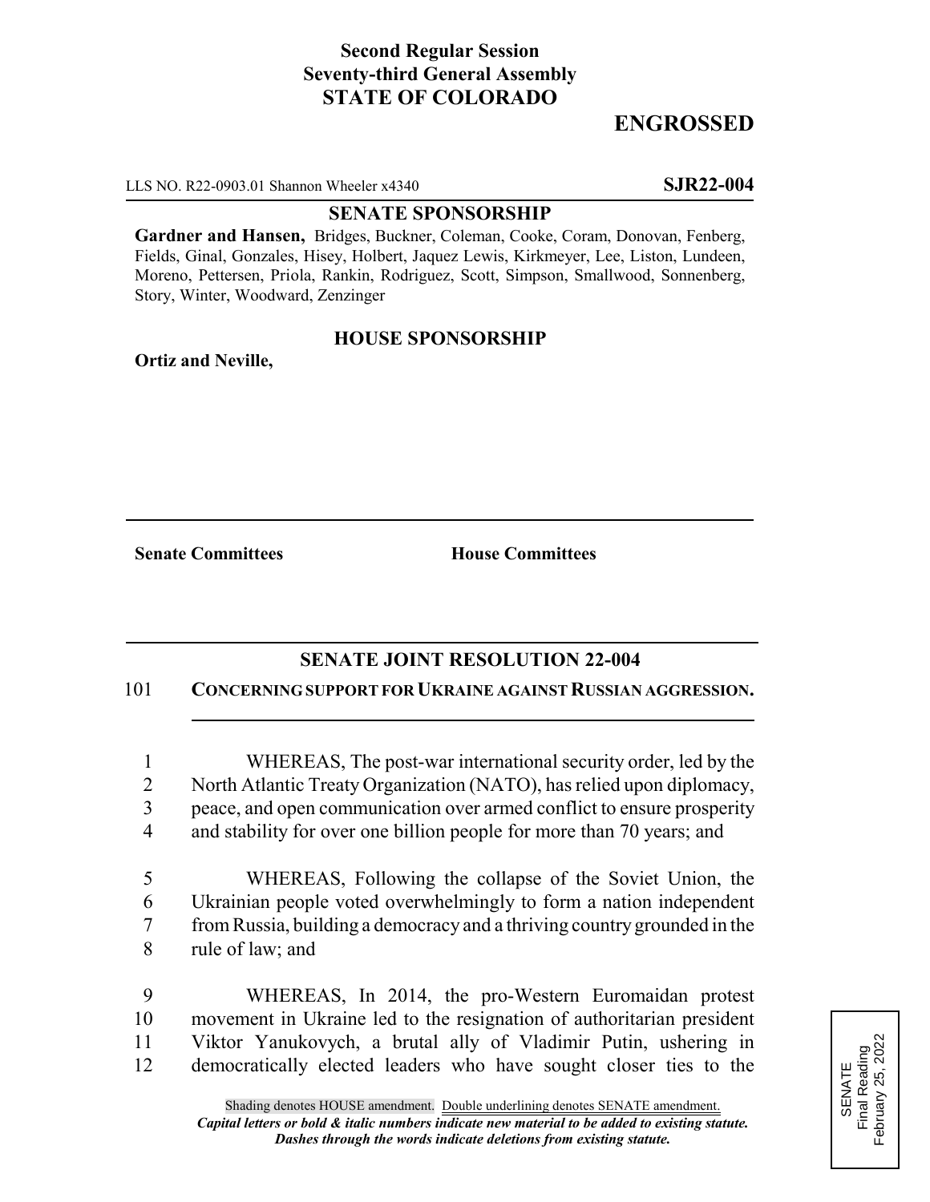**Second Regular Session**
**Seventy-third General Assembly**
**STATE OF COLORADO**

# ENGROSSED

LLS NO. R22-0903.01 Shannon Wheeler x4340 **SJR22-004**

## SENATE SPONSORSHIP

**Gardner and Hansen,** Bridges, Buckner, Coleman, Cooke, Coram, Donovan, Fenberg, Fields, Ginal, Gonzales, Hisey, Holbert, Jaquez Lewis, Kirkmeyer, Lee, Liston, Lundeen, Moreno, Pettersen, Priola, Rankin, Rodriguez, Scott, Simpson, Smallwood, Sonnenberg, Story, Winter, Woodward, Zenzinger

## HOUSE SPONSORSHIP

**Ortiz and Neville,**

**Senate Committees** **House Committees**

## SENATE JOINT RESOLUTION 22-004

101 **CONCERNING SUPPORT FOR UKRAINE AGAINST RUSSIAN AGGRESSION.**

1 WHEREAS, The post-war international security order, led by the
2 North Atlantic Treaty Organization (NATO), has relied upon diplomacy,
3 peace, and open communication over armed conflict to ensure prosperity
4 and stability for over one billion people for more than 70 years; and

5 WHEREAS, Following the collapse of the Soviet Union, the
6 Ukrainian people voted overwhelmingly to form a nation independent
7 from Russia, building a democracy and a thriving country grounded in the
8 rule of law; and

9 WHEREAS, In 2014, the pro-Western Euromaidan protest
10 movement in Ukraine led to the resignation of authoritarian president
11 Viktor Yanukovych, a brutal ally of Vladimir Putin, ushering in
12 democratically elected leaders who have sought closer ties to the

SENATE
Final Reading
February 25, 2022

Shading denotes HOUSE amendment. Double underlining denotes SENATE amendment.
***Capital letters or bold & italic numbers indicate new material to be added to existing statute.***
***Dashes through the words indicate deletions from existing statute.***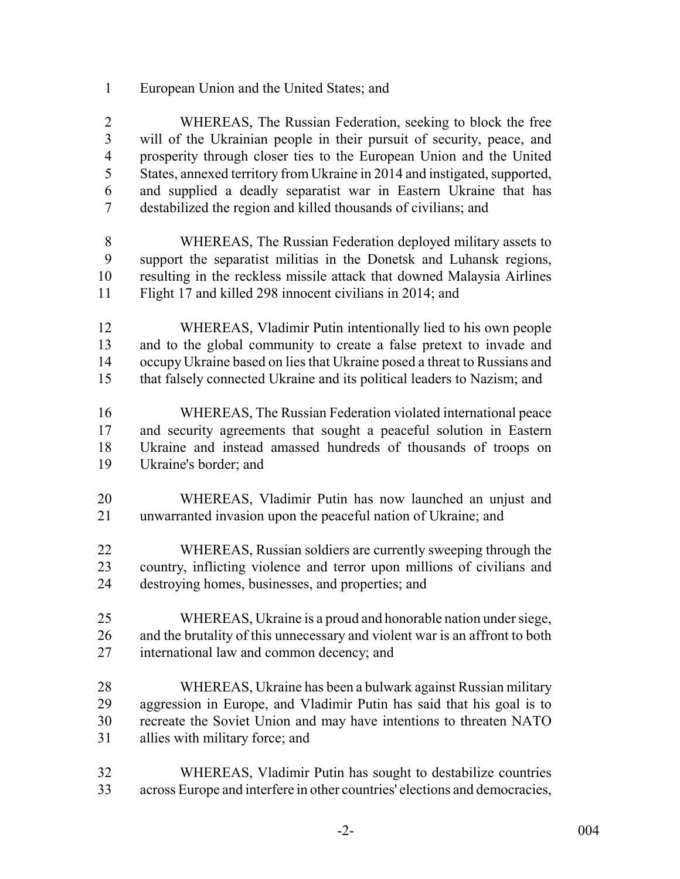European Union and the United States; and

WHEREAS, The Russian Federation, seeking to block the free will of the Ukrainian people in their pursuit of security, peace, and prosperity through closer ties to the European Union and the United States, annexed territory from Ukraine in 2014 and instigated, supported, and supplied a deadly separatist war in Eastern Ukraine that has destabilized the region and killed thousands of civilians; and

WHEREAS, The Russian Federation deployed military assets to support the separatist militias in the Donetsk and Luhansk regions, resulting in the reckless missile attack that downed Malaysia Airlines Flight 17 and killed 298 innocent civilians in 2014; and

WHEREAS, Vladimir Putin intentionally lied to his own people and to the global community to create a false pretext to invade and occupy Ukraine based on lies that Ukraine posed a threat to Russians and that falsely connected Ukraine and its political leaders to Nazism; and

WHEREAS, The Russian Federation violated international peace and security agreements that sought a peaceful solution in Eastern Ukraine and instead amassed hundreds of thousands of troops on Ukraine's border; and

WHEREAS, Vladimir Putin has now launched an unjust and unwarranted invasion upon the peaceful nation of Ukraine; and

WHEREAS, Russian soldiers are currently sweeping through the country, inflicting violence and terror upon millions of civilians and destroying homes, businesses, and properties; and

WHEREAS, Ukraine is a proud and honorable nation under siege, and the brutality of this unnecessary and violent war is an affront to both international law and common decency; and

WHEREAS, Ukraine has been a bulwark against Russian military aggression in Europe, and Vladimir Putin has said that his goal is to recreate the Soviet Union and may have intentions to threaten NATO allies with military force; and

WHEREAS, Vladimir Putin has sought to destabilize countries across Europe and interfere in other countries' elections and democracies,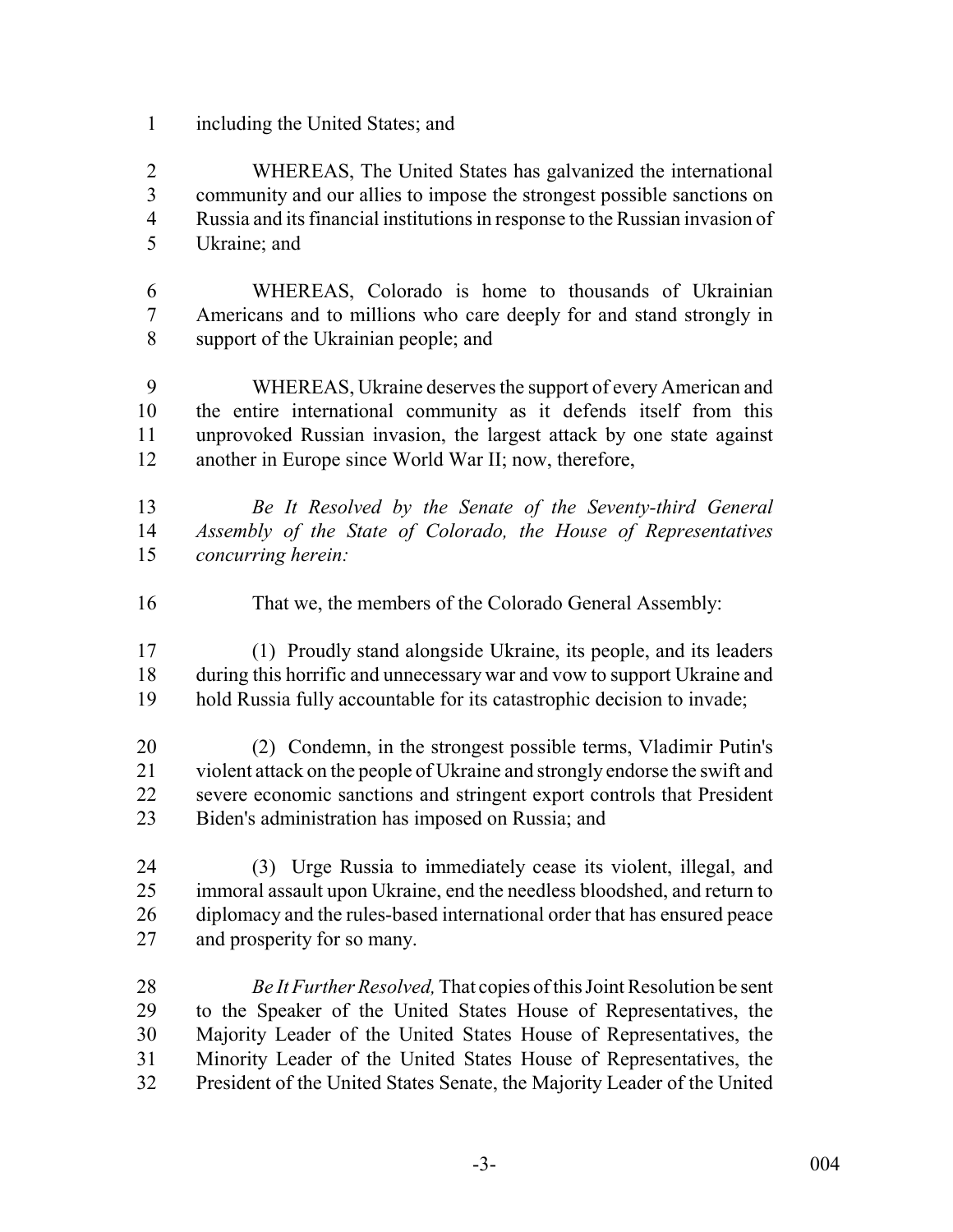including the United States; and

WHEREAS, The United States has galvanized the international community and our allies to impose the strongest possible sanctions on Russia and its financial institutions in response to the Russian invasion of Ukraine; and

WHEREAS, Colorado is home to thousands of Ukrainian Americans and to millions who care deeply for and stand strongly in support of the Ukrainian people; and

WHEREAS, Ukraine deserves the support of every American and the entire international community as it defends itself from this unprovoked Russian invasion, the largest attack by one state against another in Europe since World War II; now, therefore,

*Be It Resolved by the Senate of the Seventy-third General Assembly of the State of Colorado, the House of Representatives concurring herein:*

That we, the members of the Colorado General Assembly:

(1) Proudly stand alongside Ukraine, its people, and its leaders during this horrific and unnecessary war and vow to support Ukraine and hold Russia fully accountable for its catastrophic decision to invade;

(2) Condemn, in the strongest possible terms, Vladimir Putin's violent attack on the people of Ukraine and strongly endorse the swift and severe economic sanctions and stringent export controls that President Biden's administration has imposed on Russia; and

(3) Urge Russia to immediately cease its violent, illegal, and immoral assault upon Ukraine, end the needless bloodshed, and return to diplomacy and the rules-based international order that has ensured peace and prosperity for so many.

*Be It Further Resolved,* That copies of this Joint Resolution be sent to the Speaker of the United States House of Representatives, the Majority Leader of the United States House of Representatives, the Minority Leader of the United States House of Representatives, the President of the United States Senate, the Majority Leader of the United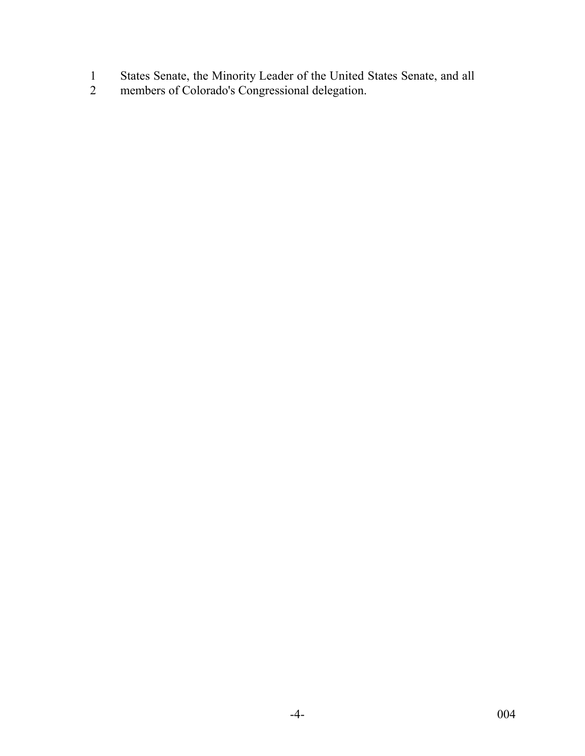States Senate, the Minority Leader of the United States Senate, and all members of Colorado's Congressional delegation.